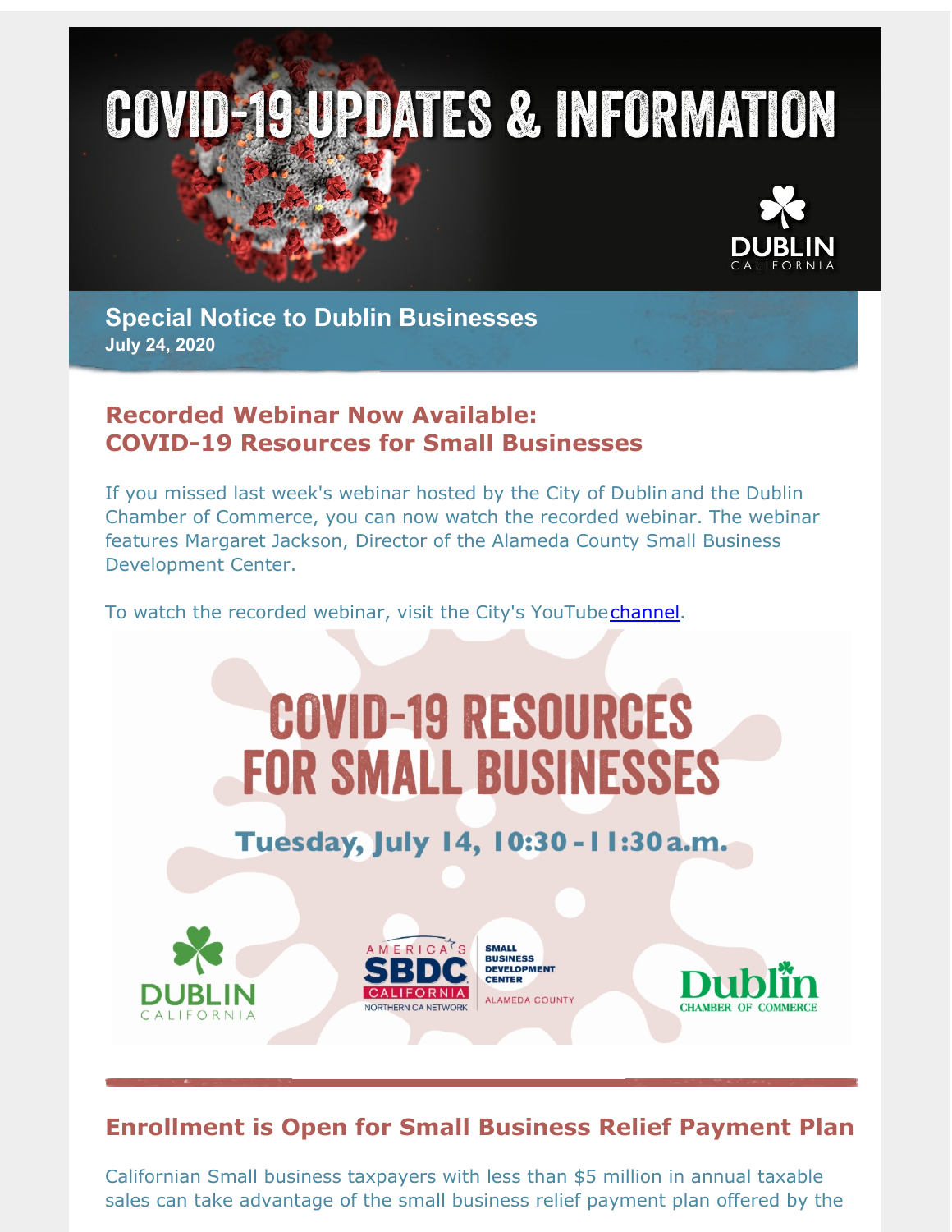# COVID-19 UPDATES & INFORMATION

DUBLIN CALIFORNIA

## Special Notice to Dublin Businesses

**July 24, 2020**

## Recorded Webinar Now Available: COVID-19 Resources for Small Businesses

If you missed last week's webinar hosted by the City of Dublin and the Dublin Chamber of Commerce, you can now watch the recorded webinar. The webinar features Margaret Jackson, Director of the Alameda County Small Business Development Center.

To watch the recorded webinar, visit the City's YouTube channel.

**COVID-19 RESOURCES FOR SMALL BUSINESSES**

**Tuesday, July 14, 10:30 - 11:30 a.m.**

DUBLIN CALIFORNIA | AMERICA'S SBDC CALIFORNIA NORTHERN CA NETWORK SMALL BUSINESS DEVELOPMENT CENTER ALAMEDA COUNTY | Dublin CHAMBER OF COMMERCE

## Enrollment is Open for Small Business Relief Payment Plan

Californian Small business taxpayers with less than $5 million in annual taxable sales can take advantage of the small business relief payment plan offered by the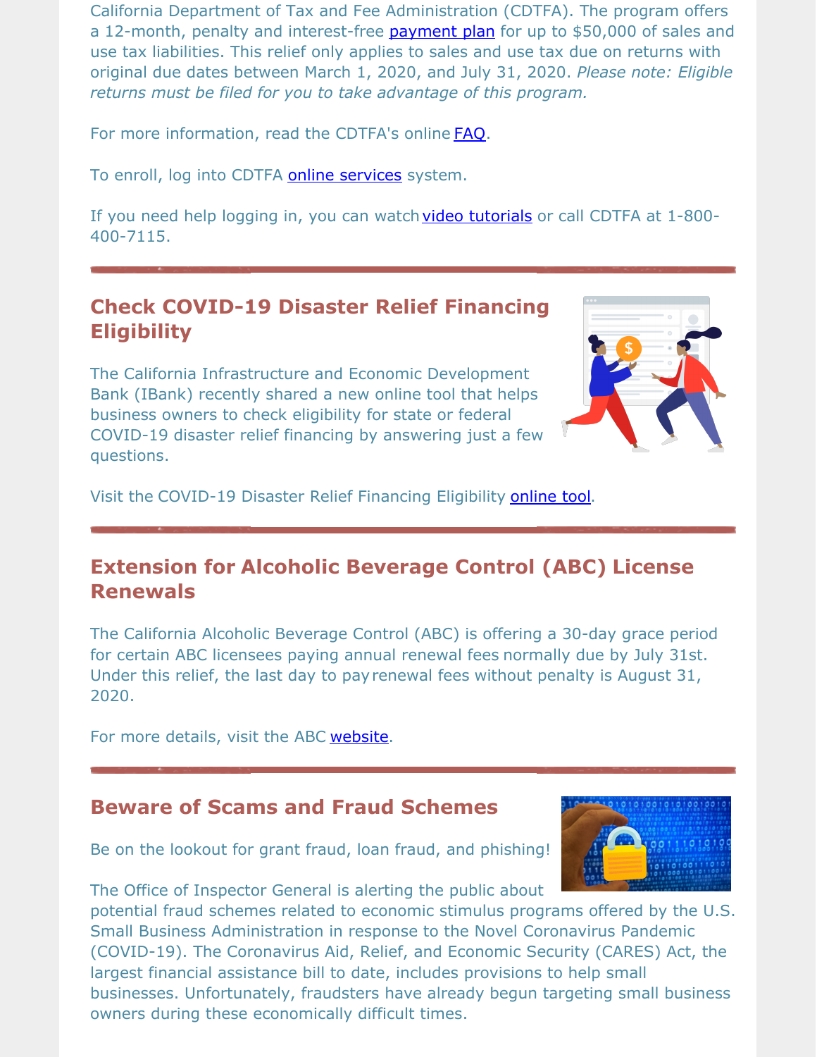California Department of Tax and Fee Administration (CDTFA). The program offers a 12-month, penalty and interest-free payment plan for up to $50,000 of sales and use tax liabilities. This relief only applies to sales and use tax due on returns with original due dates between March 1, 2020, and July 31, 2020. *Please note: Eligible returns must be filed for you to take advantage of this program.*

For more information, read the CDTFA's online FAQ.

To enroll, log into CDTFA online services system.

If you need help logging in, you can watch video tutorials or call CDTFA at 1-800-400-7115.

---

## Check COVID-19 Disaster Relief Financing Eligibility

The California Infrastructure and Economic Development Bank (IBank) recently shared a new online tool that helps business owners to check eligibility for state or federal COVID-19 disaster relief financing by answering just a few questions.

Visit the COVID-19 Disaster Relief Financing Eligibility online tool.

---

## Extension for Alcoholic Beverage Control (ABC) License Renewals

The California Alcoholic Beverage Control (ABC) is offering a 30-day grace period for certain ABC licensees paying annual renewal fees normally due by July 31st. Under this relief, the last day to pay renewal fees without penalty is August 31, 2020.

For more details, visit the ABC website.

---

## Beware of Scams and Fraud Schemes

Be on the lookout for grant fraud, loan fraud, and phishing!

The Office of Inspector General is alerting the public about potential fraud schemes related to economic stimulus programs offered by the U.S. Small Business Administration in response to the Novel Coronavirus Pandemic (COVID-19). The Coronavirus Aid, Relief, and Economic Security (CARES) Act, the largest financial assistance bill to date, includes provisions to help small businesses. Unfortunately, fraudsters have already begun targeting small business owners during these economically difficult times.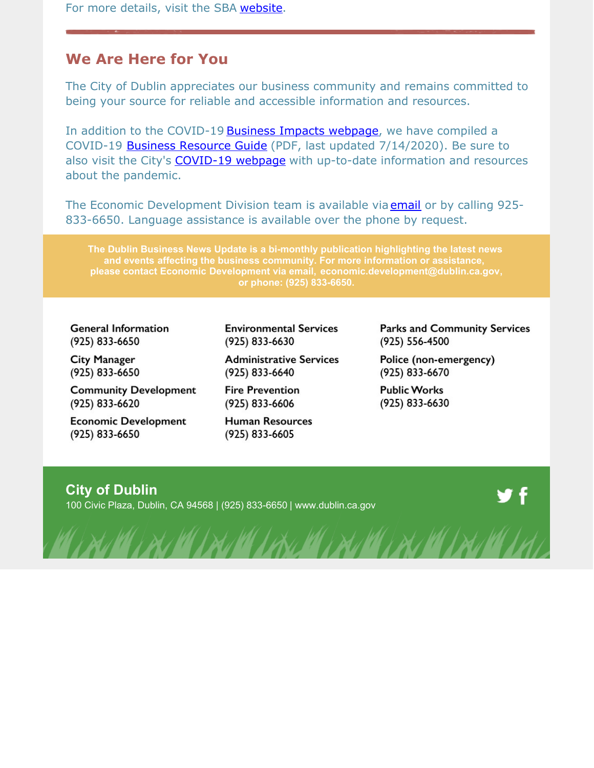For more details, visit the SBA website.

## We Are Here for You

The City of Dublin appreciates our business community and remains committed to being your source for reliable and accessible information and resources.

In addition to the COVID-19 Business Impacts webpage, we have compiled a COVID-19 Business Resource Guide (PDF, last updated 7/14/2020). Be sure to also visit the City's COVID-19 webpage with up-to-date information and resources about the pandemic.

The Economic Development Division team is available via email or by calling 925-833-6650. Language assistance is available over the phone by request.

**The Dublin Business News Update is a bi-monthly publication highlighting the latest news and events affecting the business community. For more information or assistance, please contact Economic Development via email, economic.development@dublin.ca.gov, or phone: (925) 833-6650.**

**General Information**
(925) 833-6650

**City Manager**
(925) 833-6650

**Community Development**
(925) 833-6620

**Economic Development**
(925) 833-6650

**Environmental Services**
(925) 833-6630

**Administrative Services**
(925) 833-6640

**Fire Prevention**
(925) 833-6606

**Human Resources**
(925) 833-6605

**Parks and Community Services**
(925) 556-4500

**Police (non-emergency)**
(925) 833-6670

**Public Works**
(925) 833-6630

**City of Dublin**
100 Civic Plaza, Dublin, CA 94568 | (925) 833-6650 | www.dublin.ca.gov